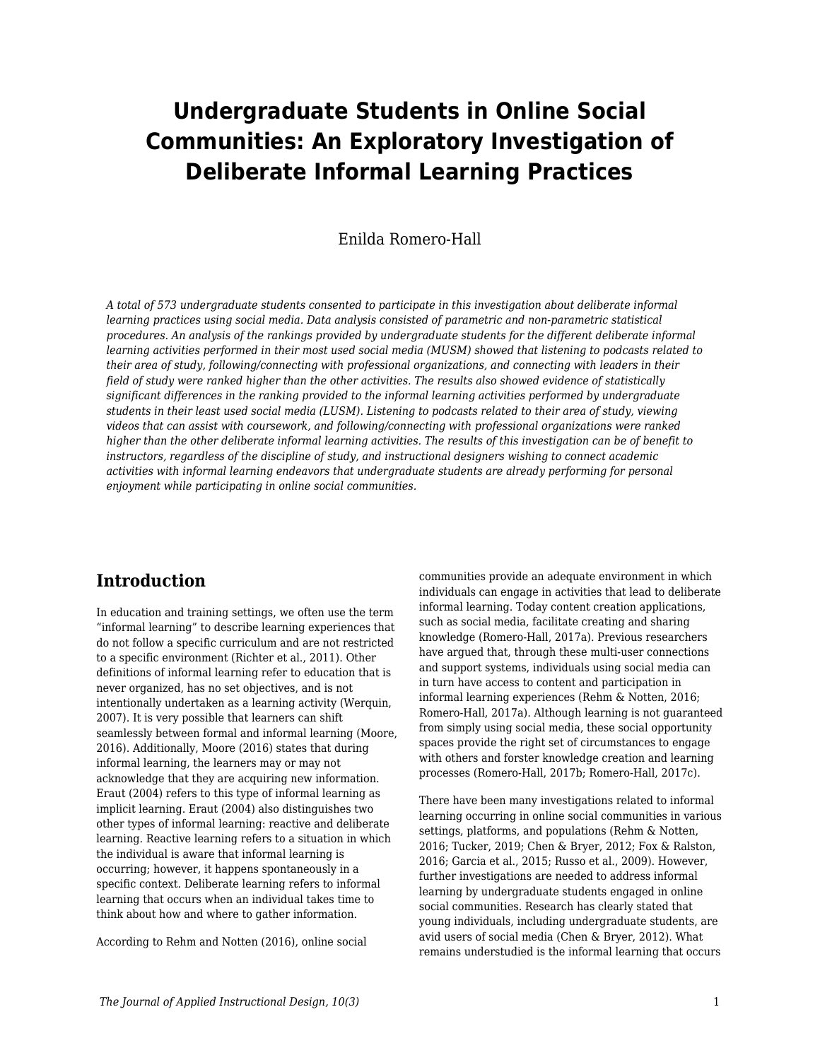# Undergraduate Students in Online Social Communities: An Exploratory Investigation of Deliberate Informal Learning Practices

Enilda Romero-Hall

*A total of 573 undergraduate students consented to participate in this investigation about deliberate informal learning practices using social media. Data analysis consisted of parametric and non-parametric statistical procedures. An analysis of the rankings provided by undergraduate students for the different deliberate informal learning activities performed in their most used social media (MUSM) showed that listening to podcasts related to their area of study, following/connecting with professional organizations, and connecting with leaders in their field of study were ranked higher than the other activities. The results also showed evidence of statistically significant differences in the ranking provided to the informal learning activities performed by undergraduate students in their least used social media (LUSM). Listening to podcasts related to their area of study, viewing videos that can assist with coursework, and following/connecting with professional organizations were ranked higher than the other deliberate informal learning activities. The results of this investigation can be of benefit to instructors, regardless of the discipline of study, and instructional designers wishing to connect academic activities with informal learning endeavors that undergraduate students are already performing for personal enjoyment while participating in online social communities.*

## Introduction

In education and training settings, we often use the term "informal learning" to describe learning experiences that do not follow a specific curriculum and are not restricted to a specific environment (Richter et al., 2011). Other definitions of informal learning refer to education that is never organized, has no set objectives, and is not intentionally undertaken as a learning activity (Werquin, 2007). It is very possible that learners can shift seamlessly between formal and informal learning (Moore, 2016). Additionally, Moore (2016) states that during informal learning, the learners may or may not acknowledge that they are acquiring new information. Eraut (2004) refers to this type of informal learning as implicit learning. Eraut (2004) also distinguishes two other types of informal learning: reactive and deliberate learning. Reactive learning refers to a situation in which the individual is aware that informal learning is occurring; however, it happens spontaneously in a specific context. Deliberate learning refers to informal learning that occurs when an individual takes time to think about how and where to gather information.

According to Rehm and Notten (2016), online social communities provide an adequate environment in which individuals can engage in activities that lead to deliberate informal learning. Today content creation applications, such as social media, facilitate creating and sharing knowledge (Romero-Hall, 2017a). Previous researchers have argued that, through these multi-user connections and support systems, individuals using social media can in turn have access to content and participation in informal learning experiences (Rehm & Notten, 2016; Romero-Hall, 2017a). Although learning is not guaranteed from simply using social media, these social opportunity spaces provide the right set of circumstances to engage with others and forster knowledge creation and learning processes (Romero-Hall, 2017b; Romero-Hall, 2017c).

There have been many investigations related to informal learning occurring in online social communities in various settings, platforms, and populations (Rehm & Notten, 2016; Tucker, 2019; Chen & Bryer, 2012; Fox & Ralston, 2016; Garcia et al., 2015; Russo et al., 2009). However, further investigations are needed to address informal learning by undergraduate students engaged in online social communities. Research has clearly stated that young individuals, including undergraduate students, are avid users of social media (Chen & Bryer, 2012). What remains understudied is the informal learning that occurs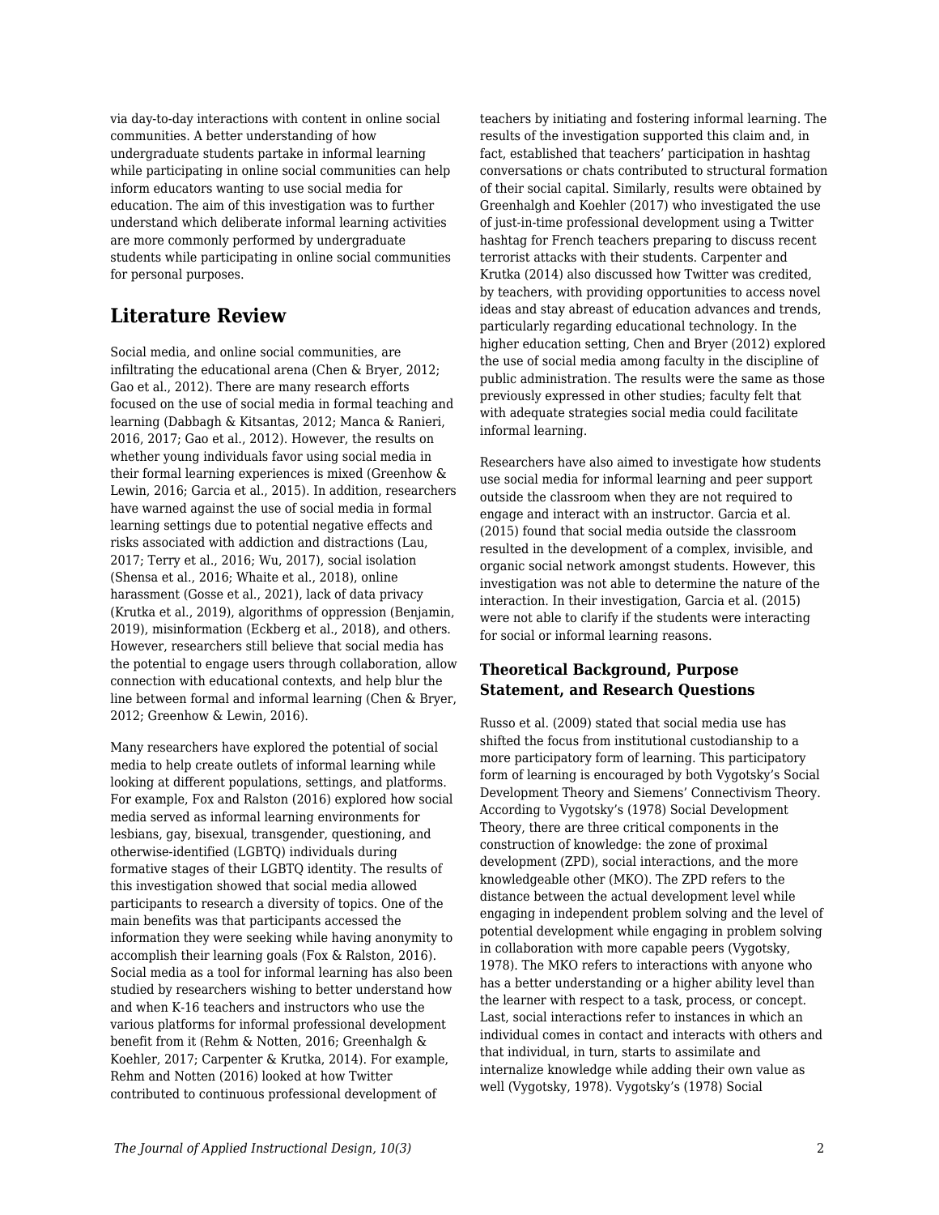via day-to-day interactions with content in online social communities. A better understanding of how undergraduate students partake in informal learning while participating in online social communities can help inform educators wanting to use social media for education. The aim of this investigation was to further understand which deliberate informal learning activities are more commonly performed by undergraduate students while participating in online social communities for personal purposes.

## Literature Review

Social media, and online social communities, are infiltrating the educational arena (Chen & Bryer, 2012; Gao et al., 2012). There are many research efforts focused on the use of social media in formal teaching and learning (Dabbagh & Kitsantas, 2012; Manca & Ranieri, 2016, 2017; Gao et al., 2012). However, the results on whether young individuals favor using social media in their formal learning experiences is mixed (Greenhow & Lewin, 2016; Garcia et al., 2015). In addition, researchers have warned against the use of social media in formal learning settings due to potential negative effects and risks associated with addiction and distractions (Lau, 2017; Terry et al., 2016; Wu, 2017), social isolation (Shensa et al., 2016; Whaite et al., 2018), online harassment (Gosse et al., 2021), lack of data privacy (Krutka et al., 2019), algorithms of oppression (Benjamin, 2019), misinformation (Eckberg et al., 2018), and others. However, researchers still believe that social media has the potential to engage users through collaboration, allow connection with educational contexts, and help blur the line between formal and informal learning (Chen & Bryer, 2012; Greenhow & Lewin, 2016).

Many researchers have explored the potential of social media to help create outlets of informal learning while looking at different populations, settings, and platforms. For example, Fox and Ralston (2016) explored how social media served as informal learning environments for lesbians, gay, bisexual, transgender, questioning, and otherwise-identified (LGBTQ) individuals during formative stages of their LGBTQ identity. The results of this investigation showed that social media allowed participants to research a diversity of topics. One of the main benefits was that participants accessed the information they were seeking while having anonymity to accomplish their learning goals (Fox & Ralston, 2016). Social media as a tool for informal learning has also been studied by researchers wishing to better understand how and when K-16 teachers and instructors who use the various platforms for informal professional development benefit from it (Rehm & Notten, 2016; Greenhalgh & Koehler, 2017; Carpenter & Krutka, 2014). For example, Rehm and Notten (2016) looked at how Twitter contributed to continuous professional development of teachers by initiating and fostering informal learning. The results of the investigation supported this claim and, in fact, established that teachers' participation in hashtag conversations or chats contributed to structural formation of their social capital. Similarly, results were obtained by Greenhalgh and Koehler (2017) who investigated the use of just-in-time professional development using a Twitter hashtag for French teachers preparing to discuss recent terrorist attacks with their students. Carpenter and Krutka (2014) also discussed how Twitter was credited, by teachers, with providing opportunities to access novel ideas and stay abreast of education advances and trends, particularly regarding educational technology. In the higher education setting, Chen and Bryer (2012) explored the use of social media among faculty in the discipline of public administration. The results were the same as those previously expressed in other studies; faculty felt that with adequate strategies social media could facilitate informal learning.

Researchers have also aimed to investigate how students use social media for informal learning and peer support outside the classroom when they are not required to engage and interact with an instructor. Garcia et al. (2015) found that social media outside the classroom resulted in the development of a complex, invisible, and organic social network amongst students. However, this investigation was not able to determine the nature of the interaction. In their investigation, Garcia et al. (2015) were not able to clarify if the students were interacting for social or informal learning reasons.

### Theoretical Background, Purpose Statement, and Research Questions

Russo et al. (2009) stated that social media use has shifted the focus from institutional custodianship to a more participatory form of learning. This participatory form of learning is encouraged by both Vygotsky's Social Development Theory and Siemens' Connectivism Theory. According to Vygotsky's (1978) Social Development Theory, there are three critical components in the construction of knowledge: the zone of proximal development (ZPD), social interactions, and the more knowledgeable other (MKO). The ZPD refers to the distance between the actual development level while engaging in independent problem solving and the level of potential development while engaging in problem solving in collaboration with more capable peers (Vygotsky, 1978). The MKO refers to interactions with anyone who has a better understanding or a higher ability level than the learner with respect to a task, process, or concept. Last, social interactions refer to instances in which an individual comes in contact and interacts with others and that individual, in turn, starts to assimilate and internalize knowledge while adding their own value as well (Vygotsky, 1978). Vygotsky's (1978) Social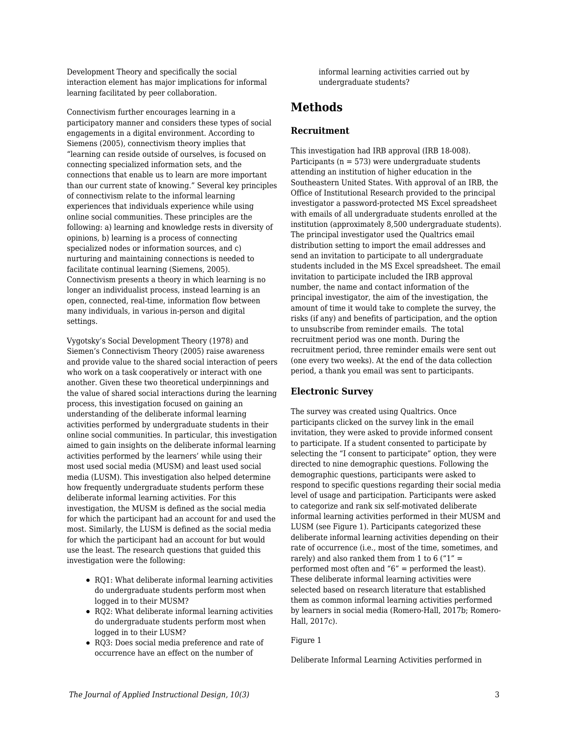Development Theory and specifically the social interaction element has major implications for informal learning facilitated by peer collaboration.

Connectivism further encourages learning in a participatory manner and considers these types of social engagements in a digital environment. According to Siemens (2005), connectivism theory implies that "learning can reside outside of ourselves, is focused on connecting specialized information sets, and the connections that enable us to learn are more important than our current state of knowing." Several key principles of connectivism relate to the informal learning experiences that individuals experience while using online social communities. These principles are the following: a) learning and knowledge rests in diversity of opinions, b) learning is a process of connecting specialized nodes or information sources, and c) nurturing and maintaining connections is needed to facilitate continual learning (Siemens, 2005). Connectivism presents a theory in which learning is no longer an individualist process, instead learning is an open, connected, real-time, information flow between many individuals, in various in-person and digital settings.

Vygotsky's Social Development Theory (1978) and Siemen's Connectivism Theory (2005) raise awareness and provide value to the shared social interaction of peers who work on a task cooperatively or interact with one another. Given these two theoretical underpinnings and the value of shared social interactions during the learning process, this investigation focused on gaining an understanding of the deliberate informal learning activities performed by undergraduate students in their online social communities. In particular, this investigation aimed to gain insights on the deliberate informal learning activities performed by the learners' while using their most used social media (MUSM) and least used social media (LUSM). This investigation also helped determine how frequently undergraduate students perform these deliberate informal learning activities. For this investigation, the MUSM is defined as the social media for which the participant had an account for and used the most. Similarly, the LUSM is defined as the social media for which the participant had an account for but would use the least. The research questions that guided this investigation were the following:

- RQ1: What deliberate informal learning activities do undergraduate students perform most when logged in to their MUSM?
- RQ2: What deliberate informal learning activities do undergraduate students perform most when logged in to their LUSM?
- RQ3: Does social media preference and rate of occurrence have an effect on the number of informal learning activities carried out by undergraduate students?

## Methods

### Recruitment

This investigation had IRB approval (IRB 18-008). Participants (n = 573) were undergraduate students attending an institution of higher education in the Southeastern United States. With approval of an IRB, the Office of Institutional Research provided to the principal investigator a password-protected MS Excel spreadsheet with emails of all undergraduate students enrolled at the institution (approximately 8,500 undergraduate students). The principal investigator used the Qualtrics email distribution setting to import the email addresses and send an invitation to participate to all undergraduate students included in the MS Excel spreadsheet. The email invitation to participate included the IRB approval number, the name and contact information of the principal investigator, the aim of the investigation, the amount of time it would take to complete the survey, the risks (if any) and benefits of participation, and the option to unsubscribe from reminder emails. The total recruitment period was one month. During the recruitment period, three reminder emails were sent out (one every two weeks). At the end of the data collection period, a thank you email was sent to participants.

### Electronic Survey

The survey was created using Qualtrics. Once participants clicked on the survey link in the email invitation, they were asked to provide informed consent to participate. If a student consented to participate by selecting the "I consent to participate" option, they were directed to nine demographic questions. Following the demographic questions, participants were asked to respond to specific questions regarding their social media level of usage and participation. Participants were asked to categorize and rank six self-motivated deliberate informal learning activities performed in their MUSM and LUSM (see Figure 1). Participants categorized these deliberate informal learning activities depending on their rate of occurrence (i.e., most of the time, sometimes, and rarely) and also ranked them from 1 to 6 ("1" = performed most often and "6" = performed the least). These deliberate informal learning activities were selected based on research literature that established them as common informal learning activities performed by learners in social media (Romero-Hall, 2017b; Romero-Hall, 2017c).

Figure 1

Deliberate Informal Learning Activities performed in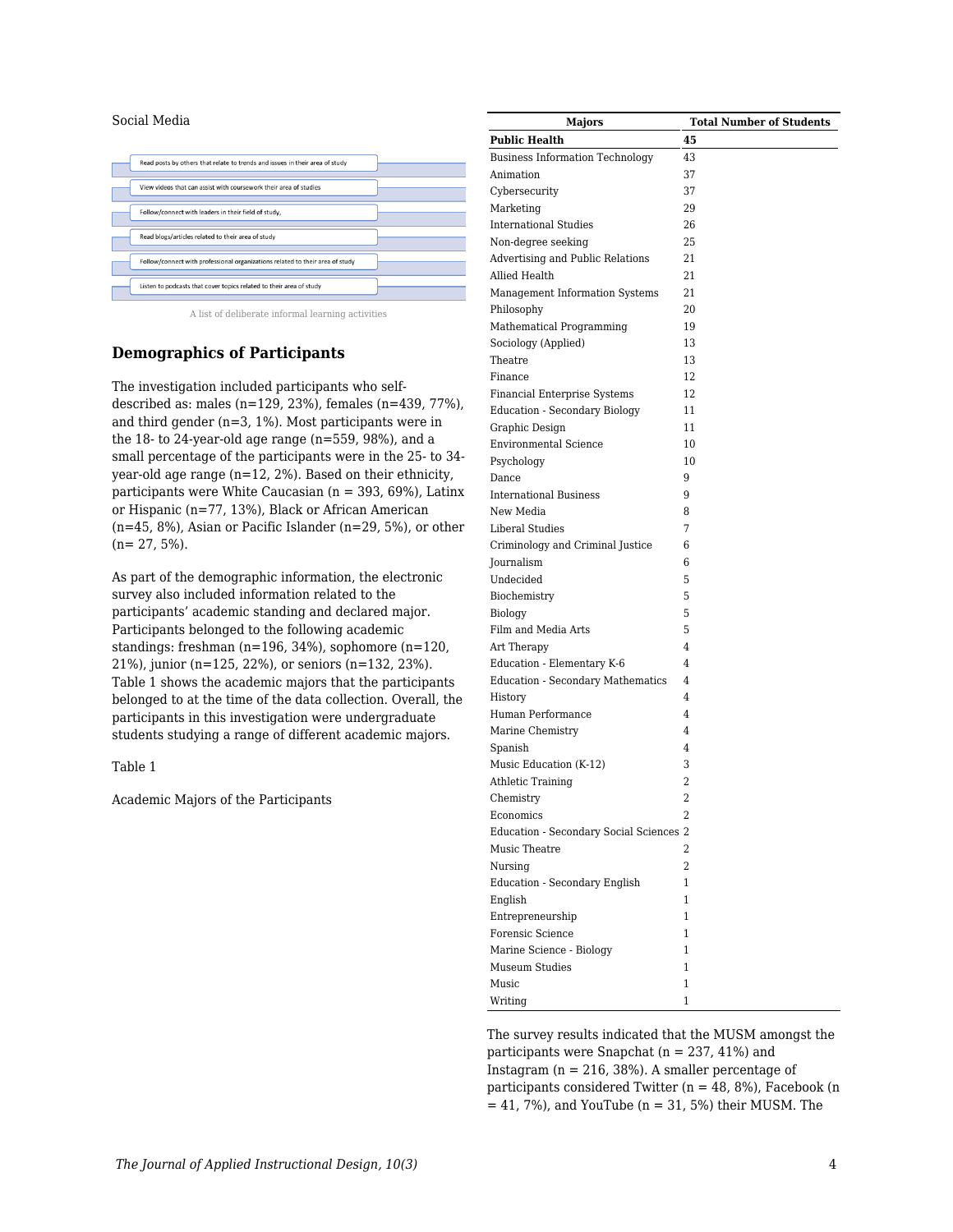Social Media

- Read posts by others that relate to trends and issues in their area of study
- View videos that can assist with coursework their area of studies
- Follow/connect with leaders in their field of study,
- Read blogs/articles related to their area of study
- Follow/connect with professional organizations related to their area of study
- Listen to podcasts that cover topics related to their area of study

A list of deliberate informal learning activities

### Demographics of Participants

The investigation included participants who self-described as: males (n=129, 23%), females (n=439, 77%), and third gender (n=3, 1%). Most participants were in the 18- to 24-year-old age range (n=559, 98%), and a small percentage of the participants were in the 25- to 34-year-old age range (n=12, 2%). Based on their ethnicity, participants were White Caucasian (n = 393, 69%), Latinx or Hispanic (n=77, 13%), Black or African American (n=45, 8%), Asian or Pacific Islander (n=29, 5%), or other (n= 27, 5%).

As part of the demographic information, the electronic survey also included information related to the participants' academic standing and declared major. Participants belonged to the following academic standings: freshman (n=196, 34%), sophomore (n=120, 21%), junior (n=125, 22%), or seniors (n=132, 23%). Table 1 shows the academic majors that the participants belonged to at the time of the data collection. Overall, the participants in this investigation were undergraduate students studying a range of different academic majors.

Table 1

Academic Majors of the Participants

| Majors | Total Number of Students |
|---|---|
| **Public Health** | **45** |
| Business Information Technology | 43 |
| Animation | 37 |
| Cybersecurity | 37 |
| Marketing | 29 |
| International Studies | 26 |
| Non-degree seeking | 25 |
| Advertising and Public Relations | 21 |
| Allied Health | 21 |
| Management Information Systems | 21 |
| Philosophy | 20 |
| Mathematical Programming | 19 |
| Sociology (Applied) | 13 |
| Theatre | 13 |
| Finance | 12 |
| Financial Enterprise Systems | 12 |
| Education - Secondary Biology | 11 |
| Graphic Design | 11 |
| Environmental Science | 10 |
| Psychology | 10 |
| Dance | 9 |
| International Business | 9 |
| New Media | 8 |
| Liberal Studies | 7 |
| Criminology and Criminal Justice | 6 |
| Journalism | 6 |
| Undecided | 5 |
| Biochemistry | 5 |
| Biology | 5 |
| Film and Media Arts | 5 |
| Art Therapy | 4 |
| Education - Elementary K-6 | 4 |
| Education - Secondary Mathematics | 4 |
| History | 4 |
| Human Performance | 4 |
| Marine Chemistry | 4 |
| Spanish | 4 |
| Music Education (K-12) | 3 |
| Athletic Training | 2 |
| Chemistry | 2 |
| Economics | 2 |
| Education - Secondary Social Sciences | 2 |
| Music Theatre | 2 |
| Nursing | 2 |
| Education - Secondary English | 1 |
| English | 1 |
| Entrepreneurship | 1 |
| Forensic Science | 1 |
| Marine Science - Biology | 1 |
| Museum Studies | 1 |
| Music | 1 |
| Writing | 1 |

The survey results indicated that the MUSM amongst the participants were Snapchat (n = 237, 41%) and Instagram (n = 216, 38%). A smaller percentage of participants considered Twitter (n = 48, 8%), Facebook (n = 41, 7%), and YouTube (n = 31, 5%) their MUSM. The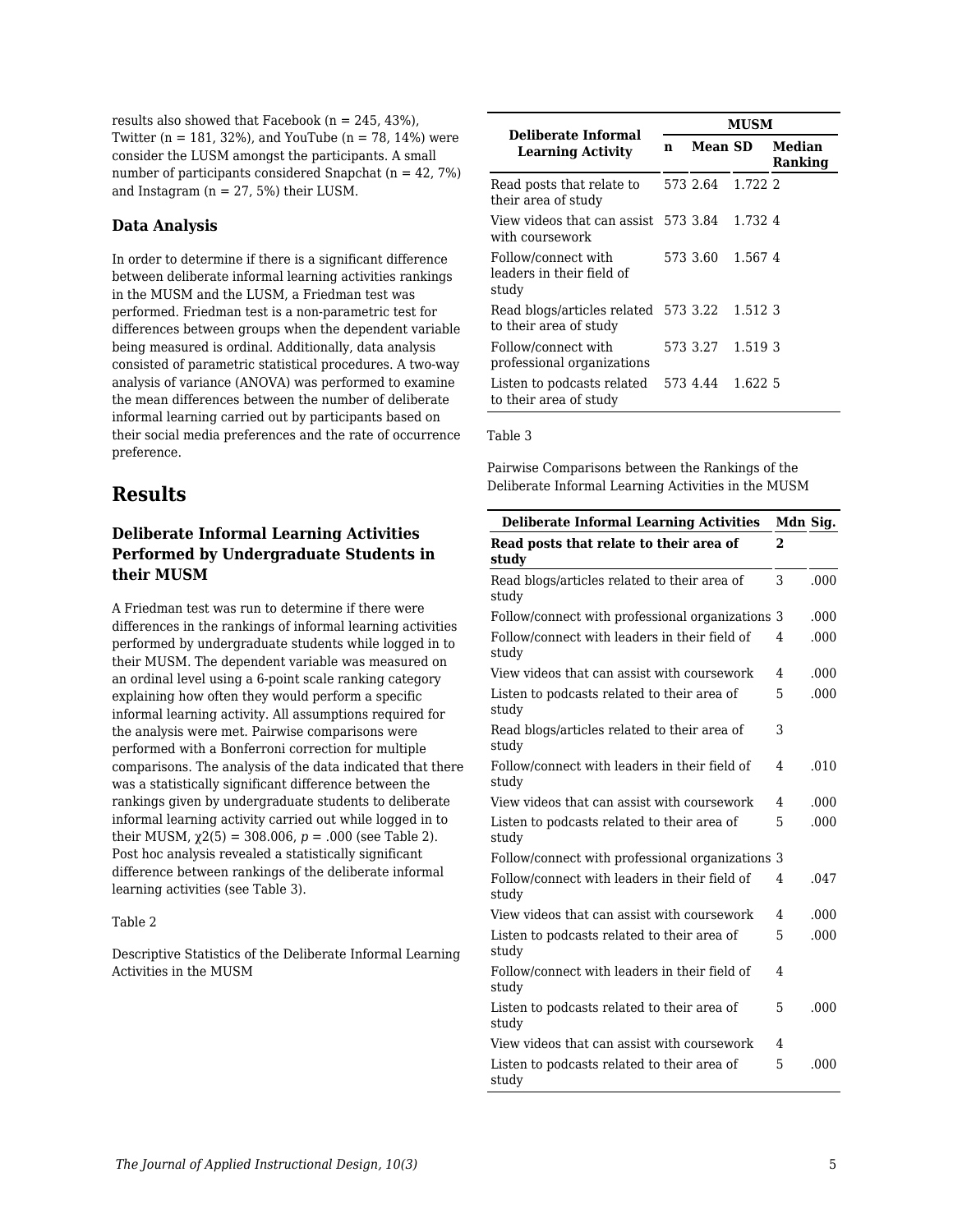results also showed that Facebook (n = 245, 43%), Twitter (n = 181, 32%), and YouTube (n = 78, 14%) were consider the LUSM amongst the participants. A small number of participants considered Snapchat (n = 42, 7%) and Instagram (n = 27, 5%) their LUSM.

### Data Analysis

In order to determine if there is a significant difference between deliberate informal learning activities rankings in the MUSM and the LUSM, a Friedman test was performed. Friedman test is a non-parametric test for differences between groups when the dependent variable being measured is ordinal. Additionally, data analysis consisted of parametric statistical procedures. A two-way analysis of variance (ANOVA) was performed to examine the mean differences between the number of deliberate informal learning carried out by participants based on their social media preferences and the rate of occurrence preference.

## Results

### Deliberate Informal Learning Activities Performed by Undergraduate Students in their MUSM

A Friedman test was run to determine if there were differences in the rankings of informal learning activities performed by undergraduate students while logged in to their MUSM. The dependent variable was measured on an ordinal level using a 6-point scale ranking category explaining how often they would perform a specific informal learning activity. All assumptions required for the analysis were met. Pairwise comparisons were performed with a Bonferroni correction for multiple comparisons. The analysis of the data indicated that there was a statistically significant difference between the rankings given by undergraduate students to deliberate informal learning activity carried out while logged in to their MUSM, $\chi2(5) = 308.006$, $p = .000$ (see Table 2). Post hoc analysis revealed a statistically significant difference between rankings of the deliberate informal learning activities (see Table 3).

Table 2

Descriptive Statistics of the Deliberate Informal Learning Activities in the MUSM

| Deliberate Informal Learning Activity | MUSM | | | |
|---|---|---|---|---|
| | n | Mean | SD | Median Ranking |
| Read posts that relate to their area of study | 573 | 2.64 | 1.722 | 2 |
| View videos that can assist with coursework | 573 | 3.84 | 1.732 | 4 |
| Follow/connect with leaders in their field of study | 573 | 3.60 | 1.567 | 4 |
| Read blogs/articles related to their area of study | 573 | 3.22 | 1.512 | 3 |
| Follow/connect with professional organizations | 573 | 3.27 | 1.519 | 3 |
| Listen to podcasts related to their area of study | 573 | 4.44 | 1.622 | 5 |

Table 3

Pairwise Comparisons between the Rankings of the Deliberate Informal Learning Activities in the MUSM

| Deliberate Informal Learning Activities | Mdn | Sig. |
|---|---|---|
| **Read posts that relate to their area of study** | **2** | |
| Read blogs/articles related to their area of study | 3 | .000 |
| Follow/connect with professional organizations | 3 | .000 |
| Follow/connect with leaders in their field of study | 4 | .000 |
| View videos that can assist with coursework | 4 | .000 |
| Listen to podcasts related to their area of study | 5 | .000 |
| Read blogs/articles related to their area of study | 3 | |
| Follow/connect with leaders in their field of study | 4 | .010 |
| View videos that can assist with coursework | 4 | .000 |
| Listen to podcasts related to their area of study | 5 | .000 |
| Follow/connect with professional organizations | 3 | |
| Follow/connect with leaders in their field of study | 4 | .047 |
| View videos that can assist with coursework | 4 | .000 |
| Listen to podcasts related to their area of study | 5 | .000 |
| Follow/connect with leaders in their field of study | 4 | |
| Listen to podcasts related to their area of study | 5 | .000 |
| View videos that can assist with coursework | 4 | |
| Listen to podcasts related to their area of study | 5 | .000 |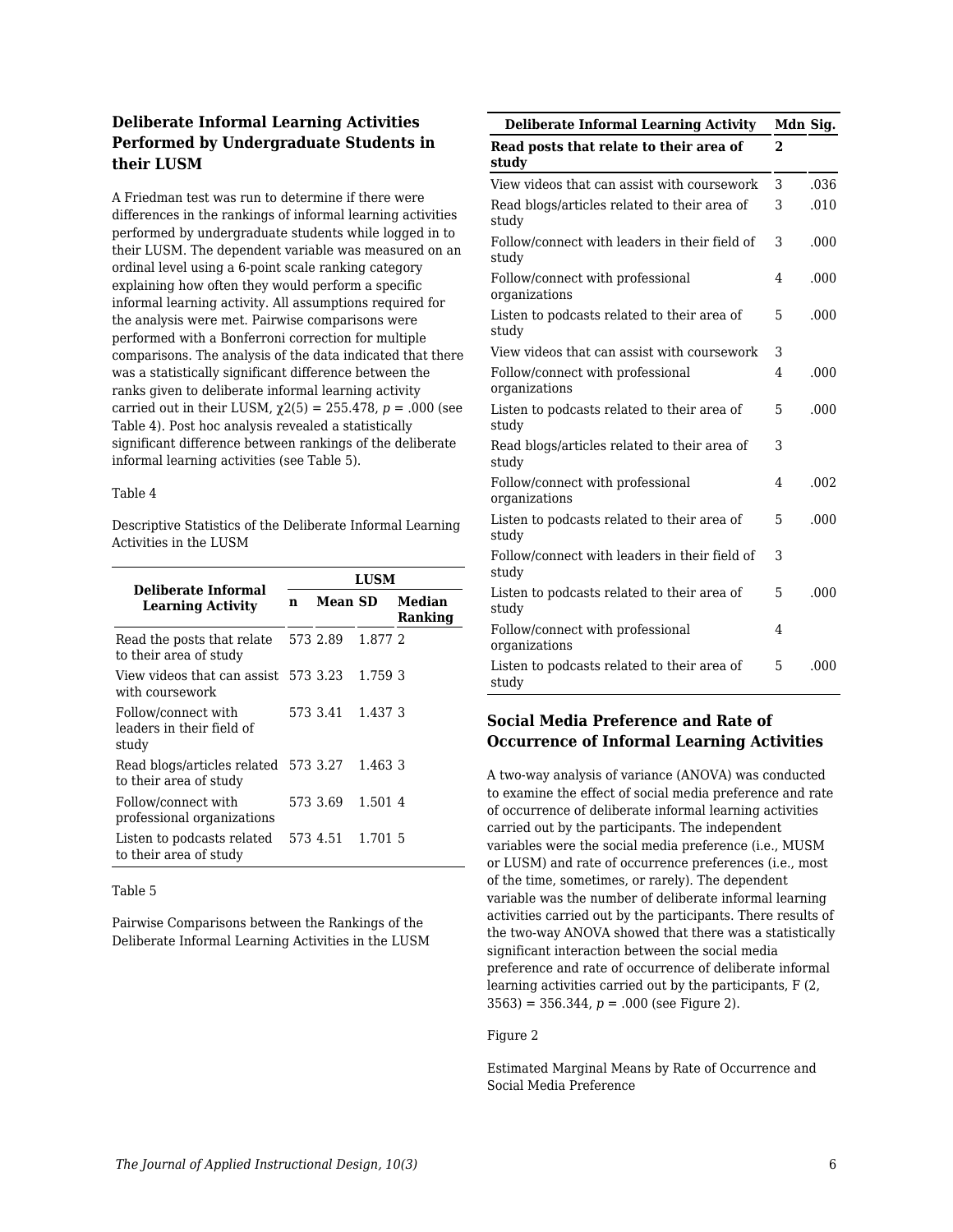### Deliberate Informal Learning Activities Performed by Undergraduate Students in their LUSM

A Friedman test was run to determine if there were differences in the rankings of informal learning activities performed by undergraduate students while logged in to their LUSM. The dependent variable was measured on an ordinal level using a 6-point scale ranking category explaining how often they would perform a specific informal learning activity. All assumptions required for the analysis were met. Pairwise comparisons were performed with a Bonferroni correction for multiple comparisons. The analysis of the data indicated that there was a statistically significant difference between the ranks given to deliberate informal learning activity carried out in their LUSM, $\chi^2(5) = 255.478$, $p = .000$ (see Table 4). Post hoc analysis revealed a statistically significant difference between rankings of the deliberate informal learning activities (see Table 5).

Table 4

Descriptive Statistics of the Deliberate Informal Learning Activities in the LUSM

| Deliberate Informal Learning Activity | LUSM | | | |
|---|---|---|---|---|
| | n | Mean | SD | Median Ranking |
| Read the posts that relate to their area of study | 573 | 2.89 | 1.877 | 2 |
| View videos that can assist with coursework | 573 | 3.23 | 1.759 | 3 |
| Follow/connect with leaders in their field of study | 573 | 3.41 | 1.437 | 3 |
| Read blogs/articles related to their area of study | 573 | 3.27 | 1.463 | 3 |
| Follow/connect with professional organizations | 573 | 3.69 | 1.501 | 4 |
| Listen to podcasts related to their area of study | 573 | 4.51 | 1.701 | 5 |

Table 5

Pairwise Comparisons between the Rankings of the Deliberate Informal Learning Activities in the LUSM

| Deliberate Informal Learning Activity | Mdn | Sig. |
|---|---|---|
| **Read posts that relate to their area of study** | **2** | |
| View videos that can assist with coursework | 3 | .036 |
| Read blogs/articles related to their area of study | 3 | .010 |
| Follow/connect with leaders in their field of study | 3 | .000 |
| Follow/connect with professional organizations | 4 | .000 |
| Listen to podcasts related to their area of study | 5 | .000 |
| View videos that can assist with coursework | 3 | |
| Follow/connect with professional organizations | 4 | .000 |
| Listen to podcasts related to their area of study | 5 | .000 |
| Read blogs/articles related to their area of study | 3 | |
| Follow/connect with professional organizations | 4 | .002 |
| Listen to podcasts related to their area of study | 5 | .000 |
| Follow/connect with leaders in their field of study | 3 | |
| Listen to podcasts related to their area of study | 5 | .000 |
| Follow/connect with professional organizations | 4 | |
| Listen to podcasts related to their area of study | 5 | .000 |

### Social Media Preference and Rate of Occurrence of Informal Learning Activities

A two-way analysis of variance (ANOVA) was conducted to examine the effect of social media preference and rate of occurrence of deliberate informal learning activities carried out by the participants. The independent variables were the social media preference (i.e., MUSM or LUSM) and rate of occurrence preferences (i.e., most of the time, sometimes, or rarely). The dependent variable was the number of deliberate informal learning activities carried out by the participants. There results of the two-way ANOVA showed that there was a statistically significant interaction between the social media preference and rate of occurrence of deliberate informal learning activities carried out by the participants, $F(2, 3563) = 356.344$, $p = .000$ (see Figure 2).

Figure 2

Estimated Marginal Means by Rate of Occurrence and Social Media Preference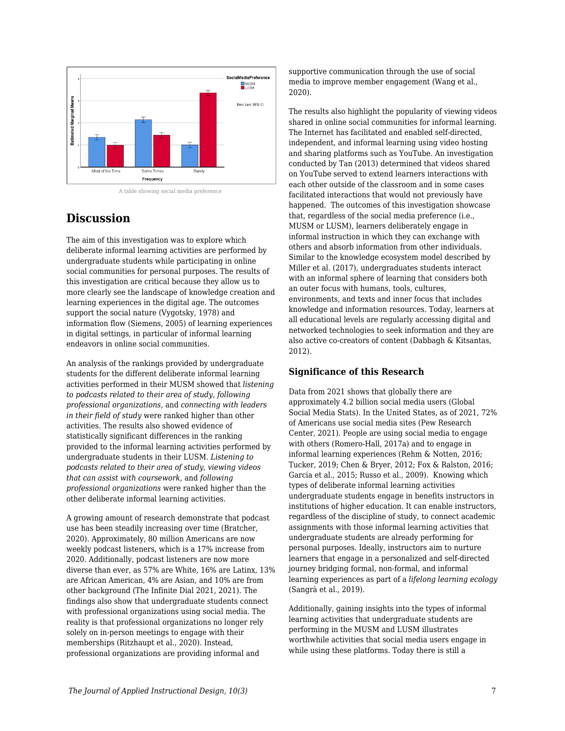A table showing social media preference

## Discussion

The aim of this investigation was to explore which deliberate informal learning activities are performed by undergraduate students while participating in online social communities for personal purposes. The results of this investigation are critical because they allow us to more clearly see the landscape of knowledge creation and learning experiences in the digital age. The outcomes support the social nature (Vygotsky, 1978) and information flow (Siemens, 2005) of learning experiences in digital settings, in particular of informal learning endeavors in online social communities.

An analysis of the rankings provided by undergraduate students for the different deliberate informal learning activities performed in their MUSM showed that *listening to podcasts related to their area of study, following professional organizations,* and *connecting with leaders in their field of study* were ranked higher than other activities. The results also showed evidence of statistically significant differences in the ranking provided to the informal learning activities performed by undergraduate students in their LUSM. *Listening to podcasts related to their area of study, viewing videos that can assist with coursework*, and *following professional organizations* were ranked higher than the other deliberate informal learning activities.

A growing amount of research demonstrate that podcast use has been steadily increasing over time (Bratcher, 2020). Approximately, 80 million Americans are now weekly podcast listeners, which is a 17% increase from 2020. Additionally, podcast listeners are now more diverse than ever, as 57% are White, 16% are Latinx, 13% are African American, 4% are Asian, and 10% are from other background (The Infinite Dial 2021, 2021). The findings also show that undergraduate students connect with professional organizations using social media. The reality is that professional organizations no longer rely solely on in-person meetings to engage with their memberships (Ritzhaupt et al., 2020). Instead, professional organizations are providing informal and supportive communication through the use of social media to improve member engagement (Wang et al., 2020).

The results also highlight the popularity of viewing videos shared in online social communities for informal learning. The Internet has facilitated and enabled self-directed, independent, and informal learning using video hosting and sharing platforms such as YouTube. An investigation conducted by Tan (2013) determined that videos shared on YouTube served to extend learners interactions with each other outside of the classroom and in some cases facilitated interactions that would not previously have happened. The outcomes of this investigation showcase that, regardless of the social media preference (i.e., MUSM or LUSM), learners deliberately engage in informal instruction in which they can exchange with others and absorb information from other individuals. Similar to the knowledge ecosystem model described by Miller et al. (2017), undergraduates students interact with an informal sphere of learning that considers both an outer focus with humans, tools, cultures, environments, and texts and inner focus that includes knowledge and information resources. Today, learners at all educational levels are regularly accessing digital and networked technologies to seek information and they are also active co-creators of content (Dabbagh & Kitsantas, 2012).

### Significance of this Research

Data from 2021 shows that globally there are approximately 4.2 billion social media users (Global Social Media Stats). In the United States, as of 2021, 72% of Americans use social media sites (Pew Research Center, 2021). People are using social media to engage with others (Romero-Hall, 2017a) and to engage in informal learning experiences (Rehm & Notten, 2016; Tucker, 2019; Chen & Bryer, 2012; Fox & Ralston, 2016; Garcia et al., 2015; Russo et al., 2009). Knowing which types of deliberate informal learning activities undergraduate students engage in benefits instructors in institutions of higher education. It can enable instructors, regardless of the discipline of study, to connect academic assignments with those informal learning activities that undergraduate students are already performing for personal purposes. Ideally, instructors aim to nurture learners that engage in a personalized and self-directed journey bridging formal, non-formal, and informal learning experiences as part of a *lifelong learning ecology* (Sangrà et al., 2019).

Additionally, gaining insights into the types of informal learning activities that undergraduate students are performing in the MUSM and LUSM illustrates worthwhile activities that social media users engage in while using these platforms. Today there is still a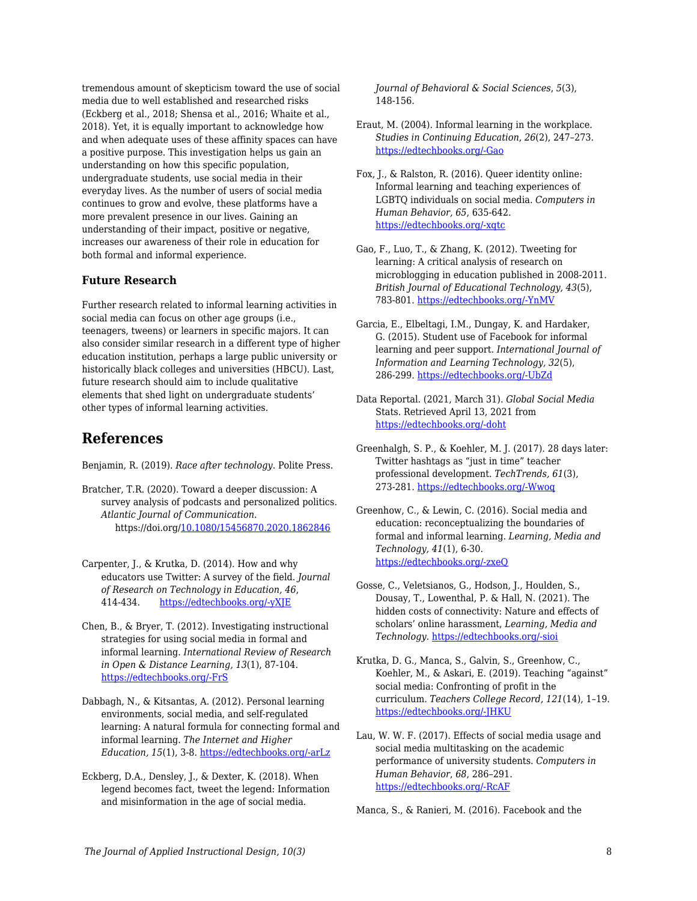tremendous amount of skepticism toward the use of social media due to well established and researched risks (Eckberg et al., 2018; Shensa et al., 2016; Whaite et al., 2018). Yet, it is equally important to acknowledge how and when adequate uses of these affinity spaces can have a positive purpose. This investigation helps us gain an understanding on how this specific population, undergraduate students, use social media in their everyday lives. As the number of users of social media continues to grow and evolve, these platforms have a more prevalent presence in our lives. Gaining an understanding of their impact, positive or negative, increases our awareness of their role in education for both formal and informal experience.

### Future Research

Further research related to informal learning activities in social media can focus on other age groups (i.e., teenagers, tweens) or learners in specific majors. It can also consider similar research in a different type of higher education institution, perhaps a large public university or historically black colleges and universities (HBCU). Last, future research should aim to include qualitative elements that shed light on undergraduate students' other types of informal learning activities.

## References

Benjamin, R. (2019). *Race after technology*. Polite Press.

Bratcher, T.R. (2020). Toward a deeper discussion: A survey analysis of podcasts and personalized politics. *Atlantic Journal of Communication*. https://doi.org/10.1080/15456870.2020.1862846

Carpenter, J., & Krutka, D. (2014). How and why educators use Twitter: A survey of the field. *Journal of Research on Technology in Education, 46*, 414-434. https://edtechbooks.org/-yXJE

Chen, B., & Bryer, T. (2012). Investigating instructional strategies for using social media in formal and informal learning. *International Review of Research in Open & Distance Learning, 13*(1), 87-104. https://edtechbooks.org/-FrS

Dabbagh, N., & Kitsantas, A. (2012). Personal learning environments, social media, and self-regulated learning: A natural formula for connecting formal and informal learning. *The Internet and Higher Education, 15*(1), 3-8. https://edtechbooks.org/-arLz

Eckberg, D.A., Densley, J., & Dexter, K. (2018). When legend becomes fact, tweet the legend: Information and misinformation in the age of social media. *Journal of Behavioral & Social Sciences*, *5*(3), 148-156.

Eraut, M. (2004). Informal learning in the workplace. *Studies in Continuing Education*, *26*(2), 247–273. https://edtechbooks.org/-Gao

Fox, J., & Ralston, R. (2016). Queer identity online: Informal learning and teaching experiences of LGBTQ individuals on social media. *Computers in Human Behavior, 65*, 635-642. https://edtechbooks.org/-xqtc

Gao, F., Luo, T., & Zhang, K. (2012). Tweeting for learning: A critical analysis of research on microblogging in education published in 2008-2011. *British Journal of Educational Technology, 43*(5), 783-801. https://edtechbooks.org/-YnMV

Garcia, E., Elbeltagi, I.M., Dungay, K. and Hardaker, G. (2015). Student use of Facebook for informal learning and peer support. *International Journal of Information and Learning Technology, 32*(5), 286-299. https://edtechbooks.org/-UbZd

Data Reportal. (2021, March 31). *Global Social Media* Stats. Retrieved April 13, 2021 from https://edtechbooks.org/-doht

Greenhalgh, S. P., & Koehler, M. J. (2017). 28 days later: Twitter hashtags as "just in time" teacher professional development. *TechTrends, 61*(3), 273-281. https://edtechbooks.org/-Wwoq

Greenhow, C., & Lewin, C. (2016). Social media and education: reconceptualizing the boundaries of formal and informal learning. *Learning, Media and Technology, 41*(1), 6-30. https://edtechbooks.org/-zxeQ

Gosse, C., Veletsianos, G., Hodson, J., Houlden, S., Dousay, T., Lowenthal, P. & Hall, N. (2021). The hidden costs of connectivity: Nature and effects of scholars' online harassment, *Learning, Media and Technology*. https://edtechbooks.org/-sioi

Krutka, D. G., Manca, S., Galvin, S., Greenhow, C., Koehler, M., & Askari, E. (2019). Teaching "against" social media: Confronting of profit in the curriculum. *Teachers College Record, 121*(14), 1–19. https://edtechbooks.org/-JHKU

Lau, W. W. F. (2017). Effects of social media usage and social media multitasking on the academic performance of university students. *Computers in Human Behavior*, *68*, 286–291. https://edtechbooks.org/-RcAF

Manca, S., & Ranieri, M. (2016). Facebook and the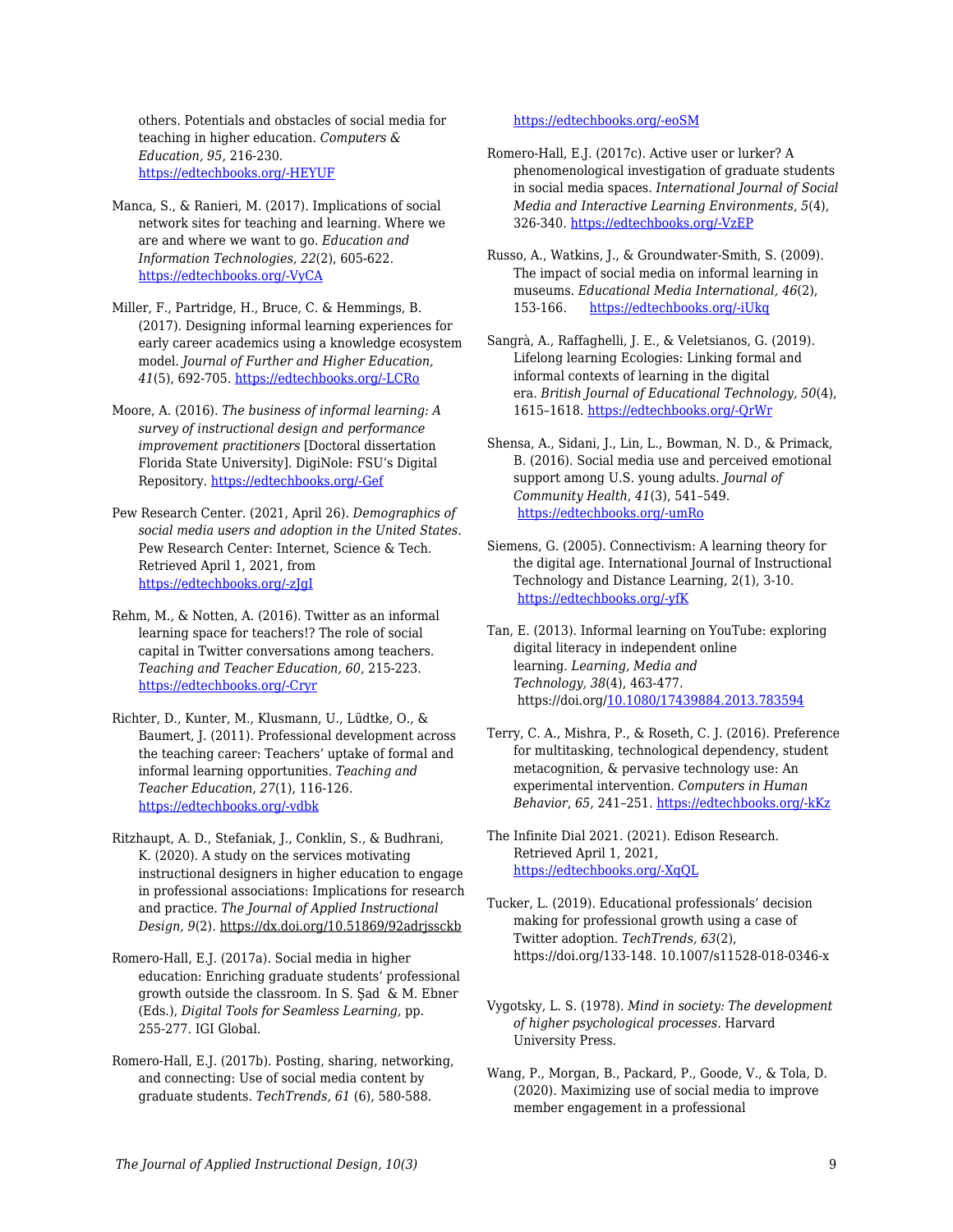others. Potentials and obstacles of social media for teaching in higher education. *Computers & Education, 95*, 216-230. https://edtechbooks.org/-HEYUF

Manca, S., & Ranieri, M. (2017). Implications of social network sites for teaching and learning. Where we are and where we want to go. *Education and Information Technologies, 22*(2), 605-622. https://edtechbooks.org/-VyCA

Miller, F., Partridge, H., Bruce, C. & Hemmings, B. (2017). Designing informal learning experiences for early career academics using a knowledge ecosystem model. *Journal of Further and Higher Education, 41*(5), 692-705. https://edtechbooks.org/-LCRo

Moore, A. (2016). *The business of informal learning: A survey of instructional design and performance improvement practitioners* [Doctoral dissertation Florida State University]. DigiNole: FSU's Digital Repository. https://edtechbooks.org/-Gef

Pew Research Center. (2021, April 26). *Demographics of social media users and adoption in the United States*. Pew Research Center: Internet, Science & Tech. Retrieved April 1, 2021, from https://edtechbooks.org/-zJgI

Rehm, M., & Notten, A. (2016). Twitter as an informal learning space for teachers!? The role of social capital in Twitter conversations among teachers. *Teaching and Teacher Education, 60*, 215-223. https://edtechbooks.org/-Cryr

Richter, D., Kunter, M., Klusmann, U., Lüdtke, O., & Baumert, J. (2011). Professional development across the teaching career: Teachers' uptake of formal and informal learning opportunities. *Teaching and Teacher Education, 27*(1), 116-126. https://edtechbooks.org/-vdbk

Ritzhaupt, A. D., Stefaniak, J., Conklin, S., & Budhrani, K. (2020). A study on the services motivating instructional designers in higher education to engage in professional associations: Implications for research and practice. *The Journal of Applied Instructional Design, 9*(2). https://dx.doi.org/10.51869/92adrjssckb

Romero-Hall, E.J. (2017a). Social media in higher education: Enriching graduate students' professional growth outside the classroom. In S. Şad & M. Ebner (Eds.), *Digital Tools for Seamless Learning*, pp. 255-277. IGI Global.

Romero-Hall, E.J. (2017b). Posting, sharing, networking, and connecting: Use of social media content by graduate students. *TechTrends, 61* (6), 580-588. https://edtechbooks.org/-eoSM

Romero-Hall, E.J. (2017c). Active user or lurker? A phenomenological investigation of graduate students in social media spaces. *International Journal of Social Media and Interactive Learning Environments, 5*(4), 326-340. https://edtechbooks.org/-VzEP

Russo, A., Watkins, J., & Groundwater-Smith, S. (2009). The impact of social media on informal learning in museums. *Educational Media International, 46*(2), 153-166. https://edtechbooks.org/-iUkq

Sangrà, A., Raffaghelli, J. E., & Veletsianos, G. (2019). Lifelong learning Ecologies: Linking formal and informal contexts of learning in the digital era. *British Journal of Educational Technology, 50*(4), 1615–1618. https://edtechbooks.org/-QrWr

Shensa, A., Sidani, J., Lin, L., Bowman, N. D., & Primack, B. (2016). Social media use and perceived emotional support among U.S. young adults. *Journal of Community Health*, *41*(3), 541–549. https://edtechbooks.org/-umRo

Siemens, G. (2005). Connectivism: A learning theory for the digital age. International Journal of Instructional Technology and Distance Learning, 2(1), 3-10. https://edtechbooks.org/-yfK

Tan, E. (2013). Informal learning on YouTube: exploring digital literacy in independent online learning. *Learning, Media and Technology, 38*(4), 463-477. https://doi.org/10.1080/17439884.2013.783594

Terry, C. A., Mishra, P., & Roseth, C. J. (2016). Preference for multitasking, technological dependency, student metacognition, & pervasive technology use: An experimental intervention. *Computers in Human Behavior*, *65*, 241–251. https://edtechbooks.org/-kKz

The Infinite Dial 2021. (2021). Edison Research. Retrieved April 1, 2021, https://edtechbooks.org/-XqQL

Tucker, L. (2019). Educational professionals' decision making for professional growth using a case of Twitter adoption. *TechTrends, 63*(2), https://doi.org/133-148. 10.1007/s11528-018-0346-x

Vygotsky, L. S. (1978). *Mind in society: The development of higher psychological processes*. Harvard University Press.

Wang, P., Morgan, B., Packard, P., Goode, V., & Tola, D. (2020). Maximizing use of social media to improve member engagement in a professional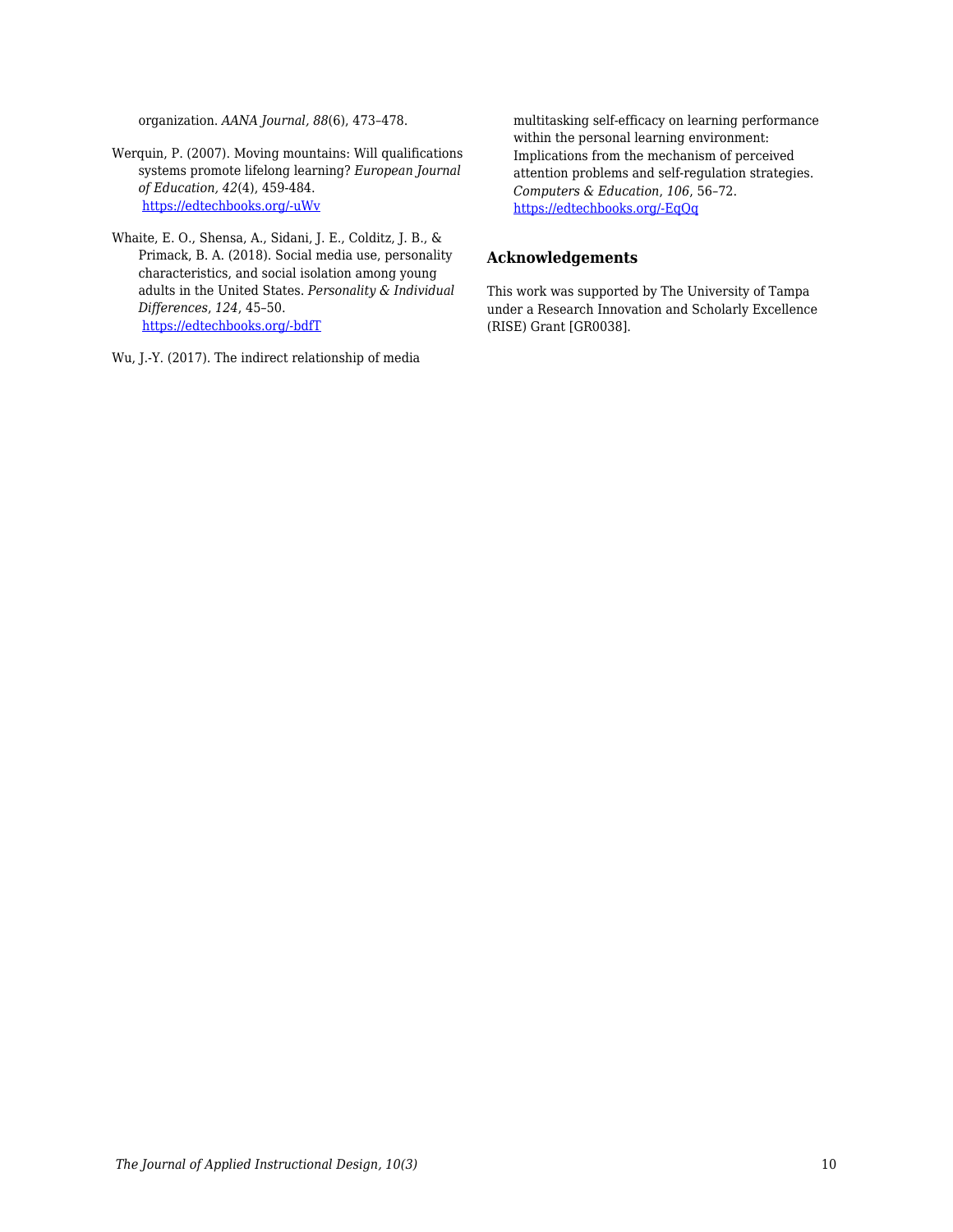organization. *AANA Journal, 88*(6), 473–478.

Werquin, P. (2007). Moving mountains: Will qualifications systems promote lifelong learning? *European Journal of Education, 42*(4), 459-484. https://edtechbooks.org/-uWv

Whaite, E. O., Shensa, A., Sidani, J. E., Colditz, J. B., & Primack, B. A. (2018). Social media use, personality characteristics, and social isolation among young adults in the United States. *Personality & Individual Differences*, *124*, 45–50. https://edtechbooks.org/-bdfT

Wu, J.-Y. (2017). The indirect relationship of media multitasking self-efficacy on learning performance within the personal learning environment: Implications from the mechanism of perceived attention problems and self-regulation strategies. *Computers & Education*, *106*, 56–72. https://edtechbooks.org/-EqQq

### Acknowledgements

This work was supported by The University of Tampa under a Research Innovation and Scholarly Excellence (RISE) Grant [GR0038].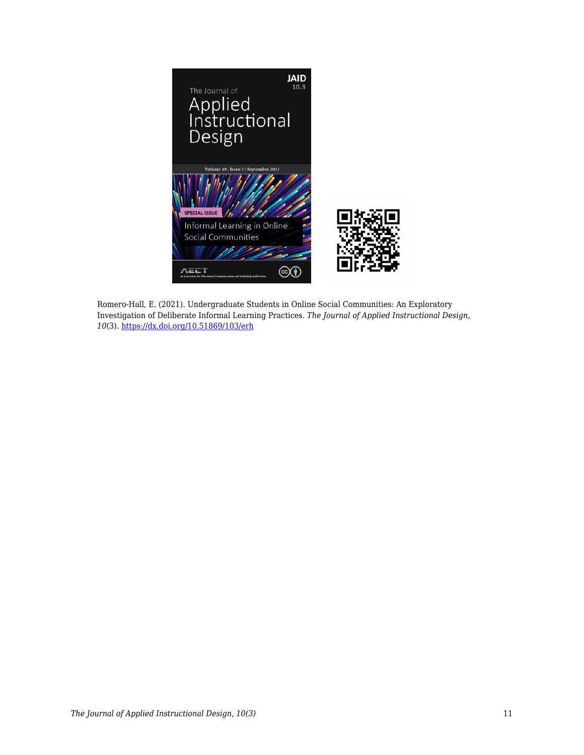Romero-Hall, E. (2021). Undergraduate Students in Online Social Communities: An Exploratory Investigation of Deliberate Informal Learning Practices. *The Journal of Applied Instructional Design, 10*(3). https://dx.doi.org/10.51869/103/erh